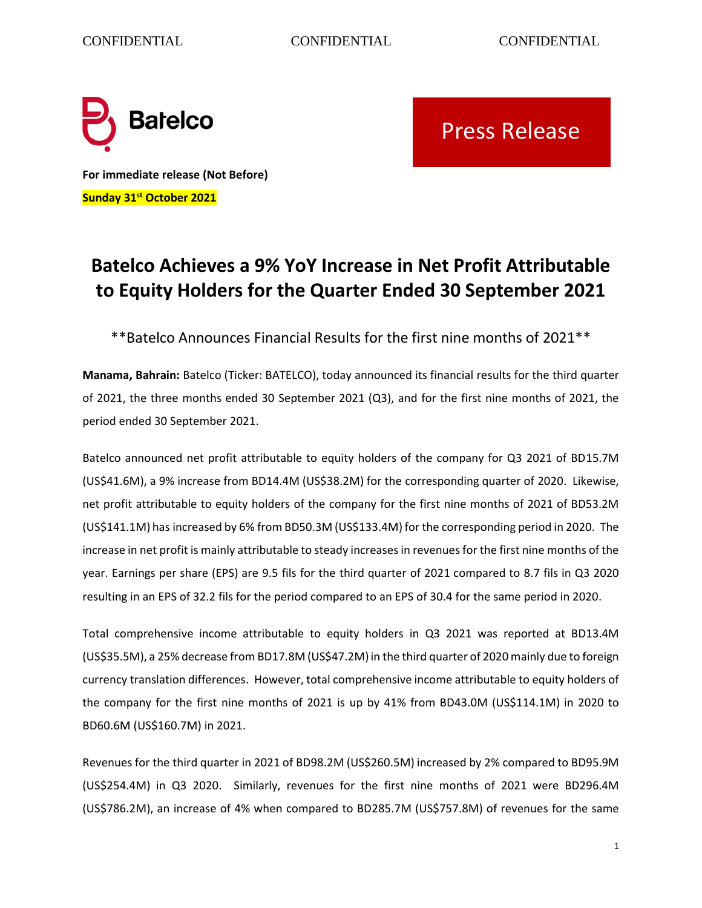CONFIDENTIAL CONFIDENTIAL CONFIDENTIAL

Batelco

Press Release

**For immediate release (Not Before)**

**Sunday 31st October 2021**

# Batelco Achieves a 9% YoY Increase in Net Profit Attributable to Equity Holders for the Quarter Ended 30 September 2021

**Batelco Announces Financial Results for the first nine months of 2021**

**Manama, Bahrain:** Batelco (Ticker: BATELCO), today announced its financial results for the third quarter of 2021, the three months ended 30 September 2021 (Q3), and for the first nine months of 2021, the period ended 30 September 2021.

Batelco announced net profit attributable to equity holders of the company for Q3 2021 of BD15.7M (US$41.6M), a 9% increase from BD14.4M (US$38.2M) for the corresponding quarter of 2020. Likewise, net profit attributable to equity holders of the company for the first nine months of 2021 of BD53.2M (US$141.1M) has increased by 6% from BD50.3M (US$133.4M) for the corresponding period in 2020. The increase in net profit is mainly attributable to steady increases in revenues for the first nine months of the year. Earnings per share (EPS) are 9.5 fils for the third quarter of 2021 compared to 8.7 fils in Q3 2020 resulting in an EPS of 32.2 fils for the period compared to an EPS of 30.4 for the same period in 2020.

Total comprehensive income attributable to equity holders in Q3 2021 was reported at BD13.4M (US$35.5M), a 25% decrease from BD17.8M (US$47.2M) in the third quarter of 2020 mainly due to foreign currency translation differences. However, total comprehensive income attributable to equity holders of the company for the first nine months of 2021 is up by 41% from BD43.0M (US$114.1M) in 2020 to BD60.6M (US$160.7M) in 2021.

Revenues for the third quarter in 2021 of BD98.2M (US$260.5M) increased by 2% compared to BD95.9M (US$254.4M) in Q3 2020. Similarly, revenues for the first nine months of 2021 were BD296.4M (US$786.2M), an increase of 4% when compared to BD285.7M (US$757.8M) of revenues for the same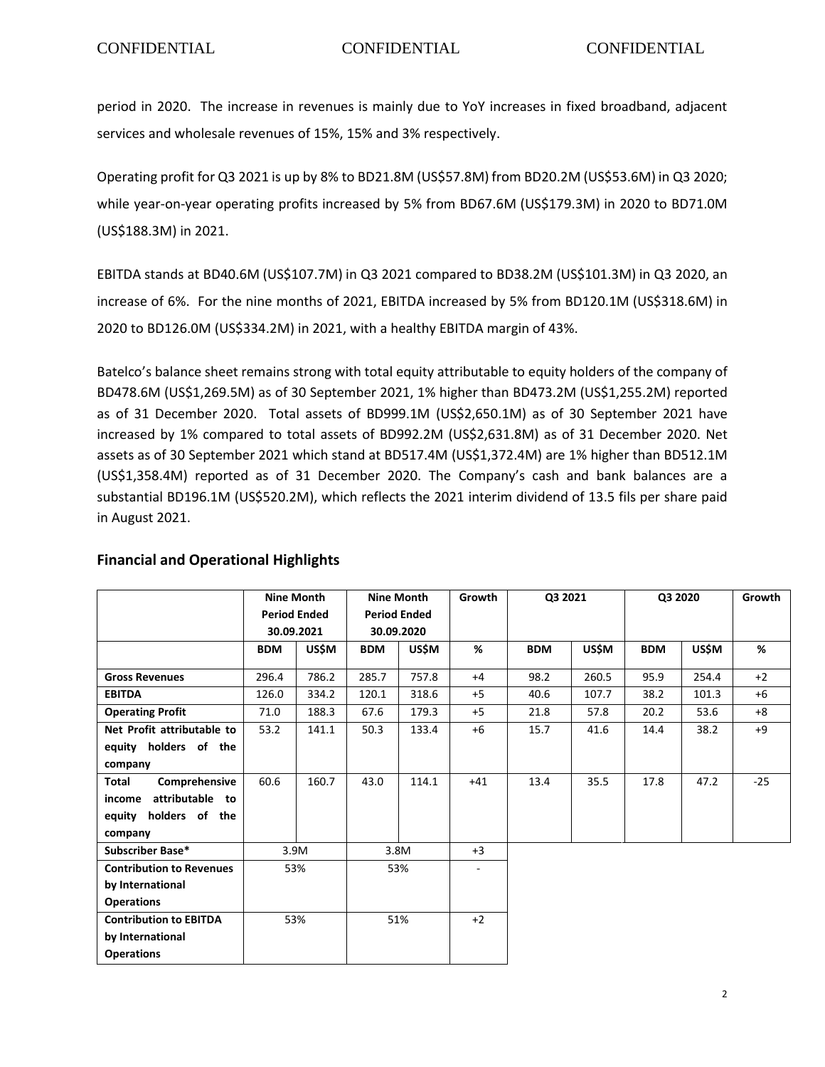period in 2020. The increase in revenues is mainly due to YoY increases in fixed broadband, adjacent services and wholesale revenues of 15%, 15% and 3% respectively.

Operating profit for Q3 2021 is up by 8% to BD21.8M (US$57.8M) from BD20.2M (US$53.6M) in Q3 2020; while year-on-year operating profits increased by 5% from BD67.6M (US$179.3M) in 2020 to BD71.0M (US$188.3M) in 2021.

EBITDA stands at BD40.6M (US$107.7M) in Q3 2021 compared to BD38.2M (US$101.3M) in Q3 2020, an increase of 6%. For the nine months of 2021, EBITDA increased by 5% from BD120.1M (US$318.6M) in 2020 to BD126.0M (US$334.2M) in 2021, with a healthy EBITDA margin of 43%.

Batelco's balance sheet remains strong with total equity attributable to equity holders of the company of BD478.6M (US$1,269.5M) as of 30 September 2021, 1% higher than BD473.2M (US$1,255.2M) reported as of 31 December 2020. Total assets of BD999.1M (US$2,650.1M) as of 30 September 2021 have increased by 1% compared to total assets of BD992.2M (US$2,631.8M) as of 31 December 2020. Net assets as of 30 September 2021 which stand at BD517.4M (US$1,372.4M) are 1% higher than BD512.1M (US$1,358.4M) reported as of 31 December 2020. The Company's cash and bank balances are a substantial BD196.1M (US$520.2M), which reflects the 2021 interim dividend of 13.5 fils per share paid in August 2021.

## Financial and Operational Highlights

| | Nine Month Period Ended 30.09.2021 | | Nine Month Period Ended 30.09.2020 | | Growth | Q3 2021 | | Q3 2020 | | Growth |
|---|---|---|---|---|---|---|---|---|---|---|
| | BDM | US$M | BDM | US$M | % | BDM | US$M | BDM | US$M | % |
| **Gross Revenues** | 296.4 | 786.2 | 285.7 | 757.8 | +4 | 98.2 | 260.5 | 95.9 | 254.4 | +2 |
| **EBITDA** | 126.0 | 334.2 | 120.1 | 318.6 | +5 | 40.6 | 107.7 | 38.2 | 101.3 | +6 |
| **Operating Profit** | 71.0 | 188.3 | 67.6 | 179.3 | +5 | 21.8 | 57.8 | 20.2 | 53.6 | +8 |
| **Net Profit attributable to equity holders of the company** | 53.2 | 141.1 | 50.3 | 133.4 | +6 | 15.7 | 41.6 | 14.4 | 38.2 | +9 |
| **Total Comprehensive income attributable to equity holders of the company** | 60.6 | 160.7 | 43.0 | 114.1 | +41 | 13.4 | 35.5 | 17.8 | 47.2 | -25 |
| **Subscriber Base*** | 3.9M | | 3.8M | | +3 | | | | | |
| **Contribution to Revenues by International Operations** | 53% | | 53% | | - | | | | | |
| **Contribution to EBITDA by International Operations** | 53% | | 51% | | +2 | | | | | |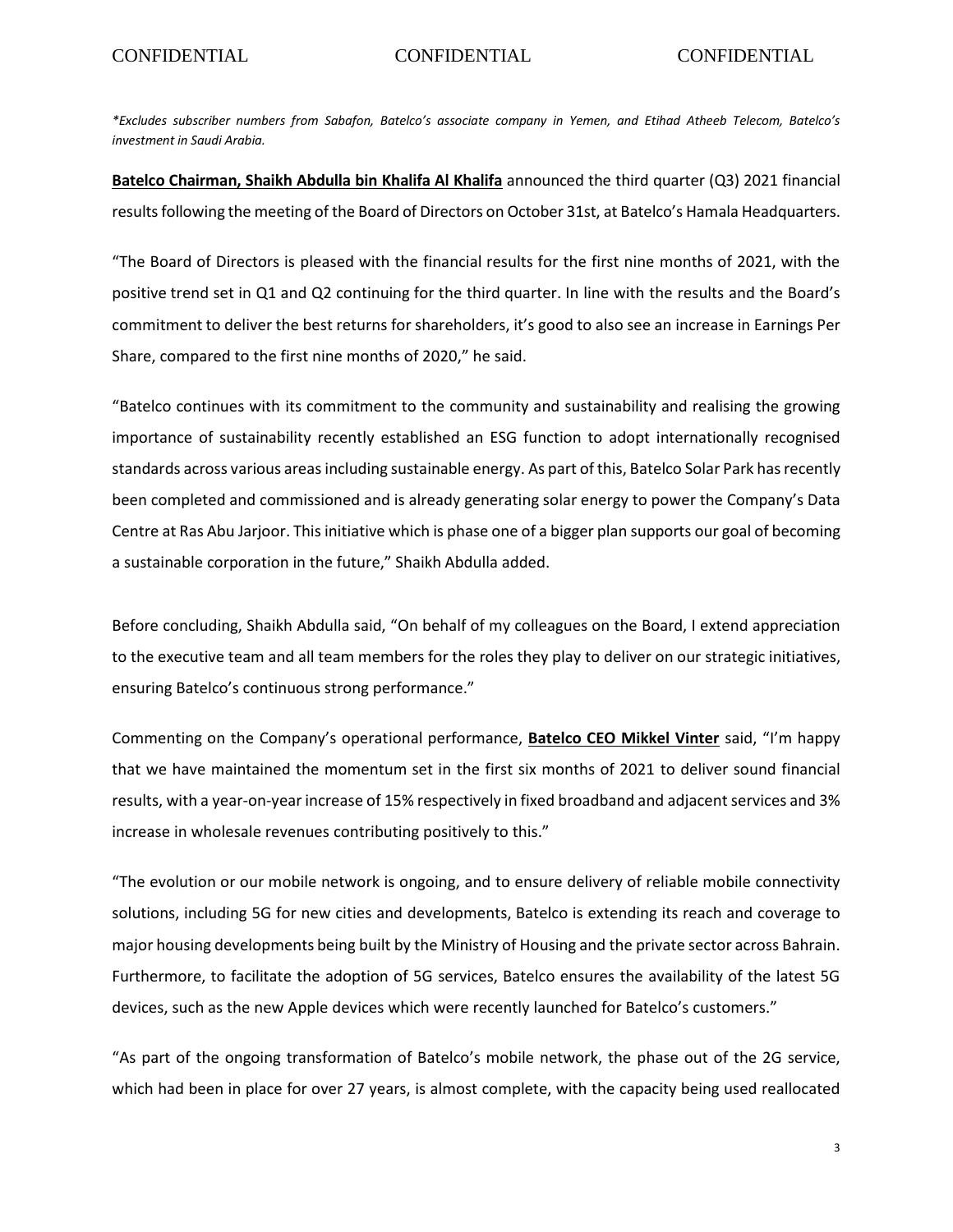*\*Excludes subscriber numbers from Sabafon, Batelco's associate company in Yemen, and Etihad Atheeb Telecom, Batelco's investment in Saudi Arabia.*

**Batelco Chairman, Shaikh Abdulla bin Khalifa Al Khalifa** announced the third quarter (Q3) 2021 financial results following the meeting of the Board of Directors on October 31st, at Batelco's Hamala Headquarters.

"The Board of Directors is pleased with the financial results for the first nine months of 2021, with the positive trend set in Q1 and Q2 continuing for the third quarter. In line with the results and the Board's commitment to deliver the best returns for shareholders, it's good to also see an increase in Earnings Per Share, compared to the first nine months of 2020," he said.

"Batelco continues with its commitment to the community and sustainability and realising the growing importance of sustainability recently established an ESG function to adopt internationally recognised standards across various areas including sustainable energy. As part of this, Batelco Solar Park has recently been completed and commissioned and is already generating solar energy to power the Company's Data Centre at Ras Abu Jarjoor. This initiative which is phase one of a bigger plan supports our goal of becoming a sustainable corporation in the future," Shaikh Abdulla added.

Before concluding, Shaikh Abdulla said, "On behalf of my colleagues on the Board, I extend appreciation to the executive team and all team members for the roles they play to deliver on our strategic initiatives, ensuring Batelco's continuous strong performance."

Commenting on the Company's operational performance, **Batelco CEO Mikkel Vinter** said, "I'm happy that we have maintained the momentum set in the first six months of 2021 to deliver sound financial results, with a year-on-year increase of 15% respectively in fixed broadband and adjacent services and 3% increase in wholesale revenues contributing positively to this."

"The evolution or our mobile network is ongoing, and to ensure delivery of reliable mobile connectivity solutions, including 5G for new cities and developments, Batelco is extending its reach and coverage to major housing developments being built by the Ministry of Housing and the private sector across Bahrain. Furthermore, to facilitate the adoption of 5G services, Batelco ensures the availability of the latest 5G devices, such as the new Apple devices which were recently launched for Batelco's customers."

"As part of the ongoing transformation of Batelco's mobile network, the phase out of the 2G service, which had been in place for over 27 years, is almost complete, with the capacity being used reallocated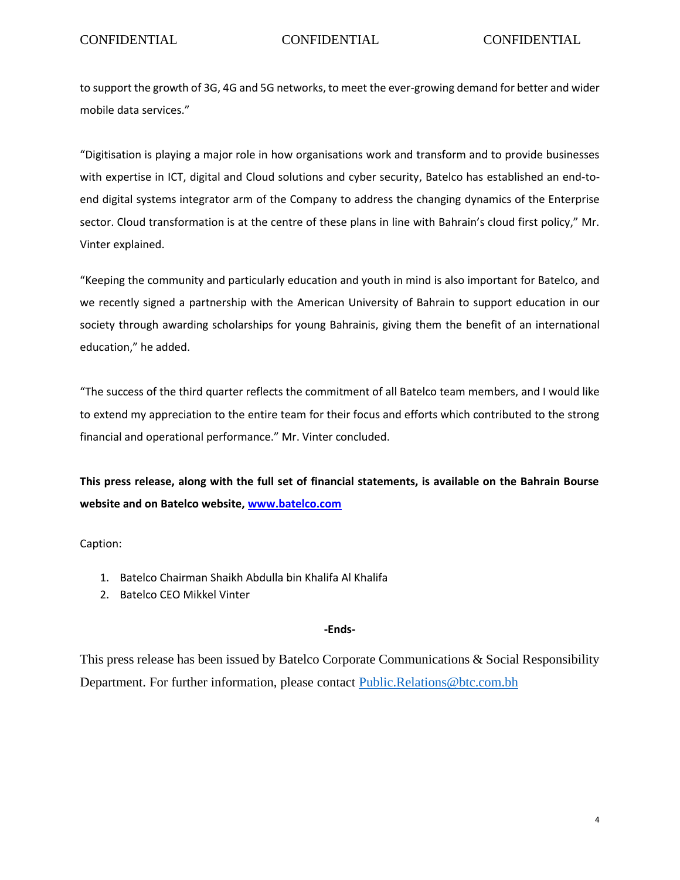to support the growth of 3G, 4G and 5G networks, to meet the ever-growing demand for better and wider mobile data services."

"Digitisation is playing a major role in how organisations work and transform and to provide businesses with expertise in ICT, digital and Cloud solutions and cyber security, Batelco has established an end-to-end digital systems integrator arm of the Company to address the changing dynamics of the Enterprise sector. Cloud transformation is at the centre of these plans in line with Bahrain's cloud first policy," Mr. Vinter explained.

"Keeping the community and particularly education and youth in mind is also important for Batelco, and we recently signed a partnership with the American University of Bahrain to support education in our society through awarding scholarships for young Bahrainis, giving them the benefit of an international education," he added.

"The success of the third quarter reflects the commitment of all Batelco team members, and I would like to extend my appreciation to the entire team for their focus and efforts which contributed to the strong financial and operational performance." Mr. Vinter concluded.

**This press release, along with the full set of financial statements, is available on the Bahrain Bourse website and on Batelco website, [www.batelco.com](http://www.batelco.com)**

Caption:

1. Batelco Chairman Shaikh Abdulla bin Khalifa Al Khalifa
2. Batelco CEO Mikkel Vinter

**-Ends-**

This press release has been issued by Batelco Corporate Communications & Social Responsibility Department. For further information, please contact [Public.Relations@btc.com.bh](mailto:Public.Relations@btc.com.bh)